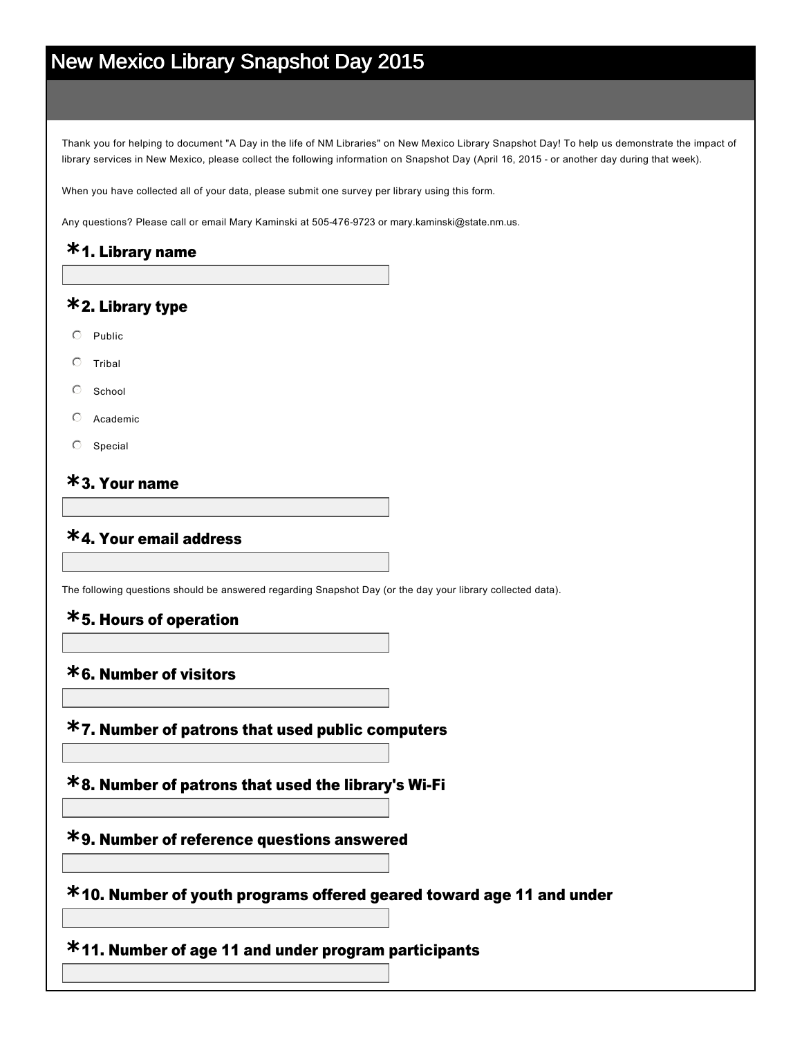# New Mexico Library Snapshot Day 2015

Thank you for helping to document "A Day in the life of NM Libraries" on New Mexico Library Snapshot Day! To help us demonstrate the impact of library services in New Mexico, please collect the following information on Snapshot Day (April 16, 2015 - or another day during that week).

When you have collected all of your data, please submit one survey per library using this form.

Any questions? Please call or email Mary Kaminski at 505-476-9723 or mary.kaminski@state.nm.us.

### *1. Library name

### *2. Library type

- Public
- Tribal
- School
- Academic
- Special

### *3. Your name

### *4. Your email address

The following questions should be answered regarding Snapshot Day (or the day your library collected data).

### *5. Hours of operation

### *6. Number of visitors

### *7. Number of patrons that used public computers

### *8. Number of patrons that used the library's Wi-Fi

### *9. Number of reference questions answered

### *10. Number of youth programs offered geared toward age 11 and under

### *11. Number of age 11 and under program participants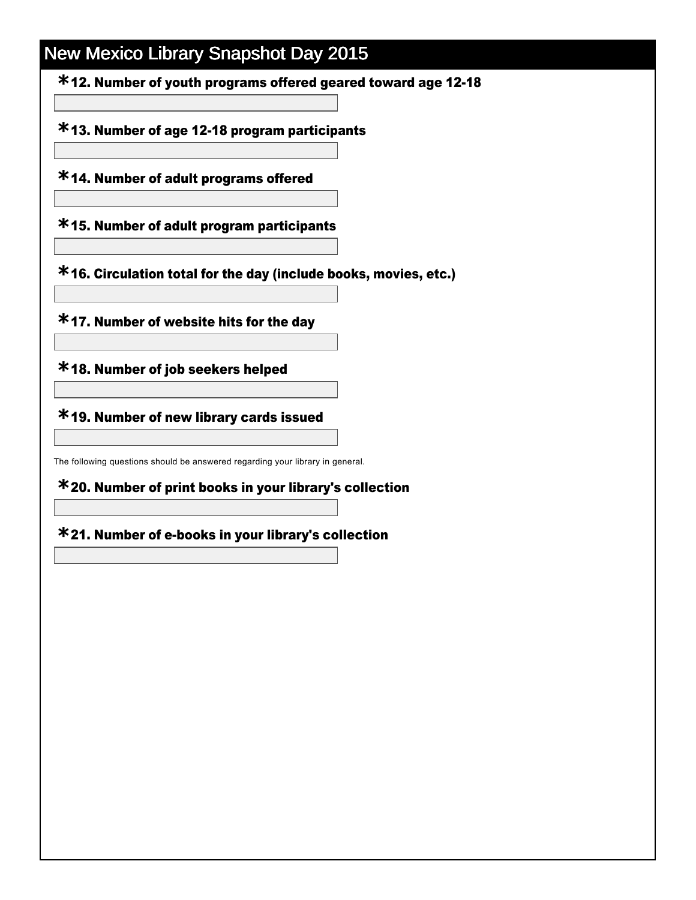# New Mexico Library Snapshot Day 2015

**\*12. Number of youth programs offered geared toward age 12-18**

**\*13. Number of age 12-18 program participants**

**\*14. Number of adult programs offered**

**\*15. Number of adult program participants**

**\*16. Circulation total for the day (include books, movies, etc.)**

**\*17. Number of website hits for the day**

**\*18. Number of job seekers helped**

**\*19. Number of new library cards issued**

The following questions should be answered regarding your library in general.

**\*20. Number of print books in your library's collection**

**\*21. Number of e-books in your library's collection**